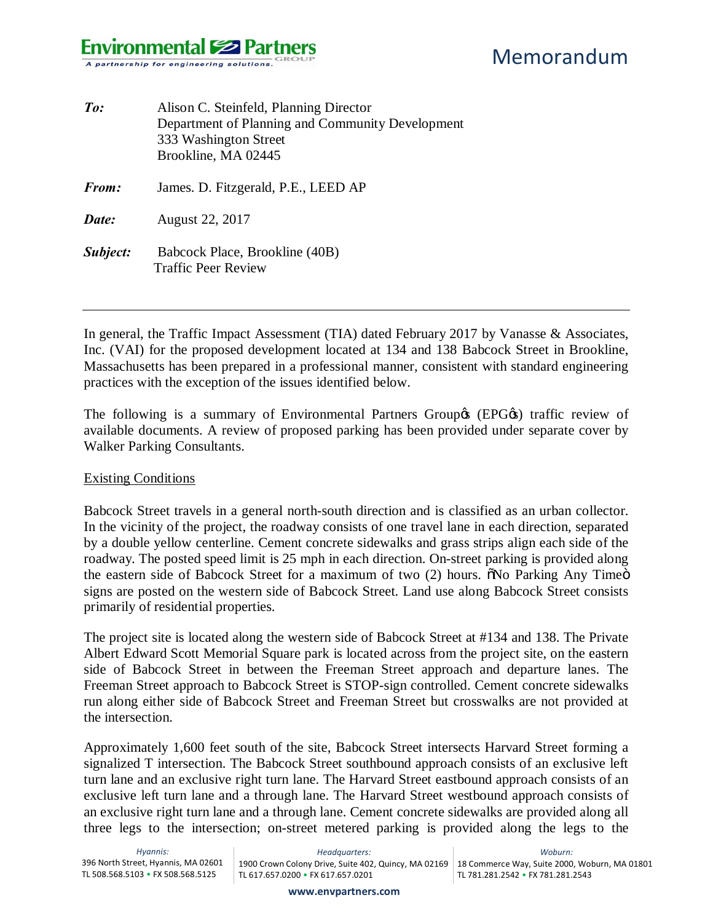# Memorandum

*To:* Alison C. Steinfeld, Planning Director
Department of Planning and Community Development
333 Washington Street
Brookline, MA 02445

*From:* James. D. Fitzgerald, P.E., LEED AP

*Date:* August 22, 2017

*Subject:* Babcock Place, Brookline (40B)
Traffic Peer Review

---

In general, the Traffic Impact Assessment (TIA) dated February 2017 by Vanasse & Associates, Inc. (VAI) for the proposed development located at 134 and 138 Babcock Street in Brookline, Massachusetts has been prepared in a professional manner, consistent with standard engineering practices with the exception of the issues identified below.

The following is a summary of Environmental Partners Group's (EPG's) traffic review of available documents. A review of proposed parking has been provided under separate cover by Walker Parking Consultants.

Existing Conditions

Babcock Street travels in a general north-south direction and is classified as an urban collector. In the vicinity of the project, the roadway consists of one travel lane in each direction, separated by a double yellow centerline. Cement concrete sidewalks and grass strips align each side of the roadway. The posted speed limit is 25 mph in each direction. On-street parking is provided along the eastern side of Babcock Street for a maximum of two (2) hours. "No Parking Any Time" signs are posted on the western side of Babcock Street. Land use along Babcock Street consists primarily of residential properties.

The project site is located along the western side of Babcock Street at #134 and 138. The Private Albert Edward Scott Memorial Square park is located across from the project site, on the eastern side of Babcock Street in between the Freeman Street approach and departure lanes. The Freeman Street approach to Babcock Street is STOP-sign controlled. Cement concrete sidewalks run along either side of Babcock Street and Freeman Street but crosswalks are not provided at the intersection.

Approximately 1,600 feet south of the site, Babcock Street intersects Harvard Street forming a signalized T intersection. The Babcock Street southbound approach consists of an exclusive left turn lane and an exclusive right turn lane. The Harvard Street eastbound approach consists of an exclusive left turn lane and a through lane. The Harvard Street westbound approach consists of an exclusive right turn lane and a through lane. Cement concrete sidewalks are provided along all three legs to the intersection; on-street metered parking is provided along the legs to the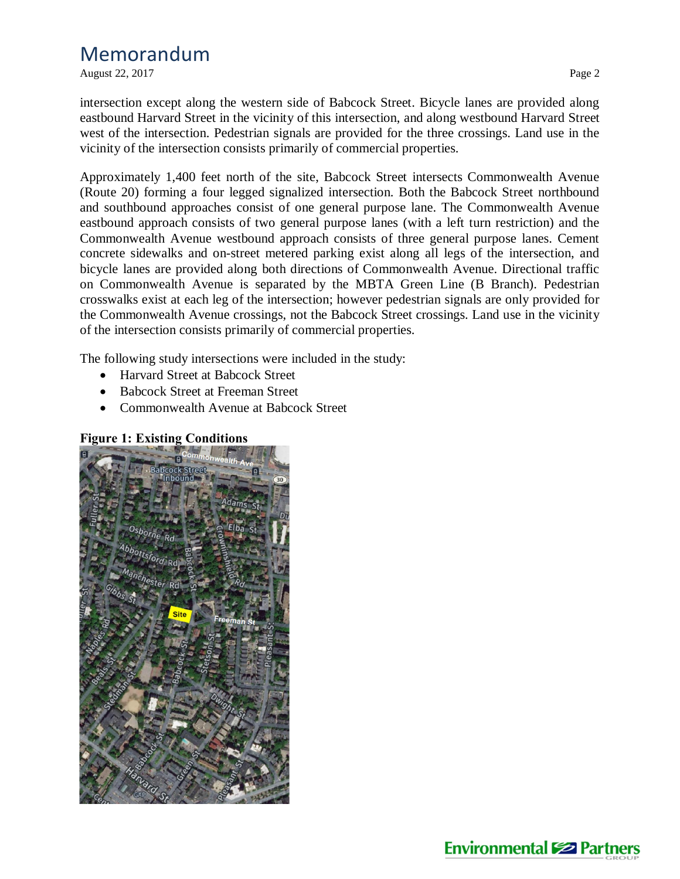intersection except along the western side of Babcock Street. Bicycle lanes are provided along eastbound Harvard Street in the vicinity of this intersection, and along westbound Harvard Street west of the intersection. Pedestrian signals are provided for the three crossings. Land use in the vicinity of the intersection consists primarily of commercial properties.

Approximately 1,400 feet north of the site, Babcock Street intersects Commonwealth Avenue (Route 20) forming a four legged signalized intersection. Both the Babcock Street northbound and southbound approaches consist of one general purpose lane. The Commonwealth Avenue eastbound approach consists of two general purpose lanes (with a left turn restriction) and the Commonwealth Avenue westbound approach consists of three general purpose lanes. Cement concrete sidewalks and on-street metered parking exist along all legs of the intersection, and bicycle lanes are provided along both directions of Commonwealth Avenue. Directional traffic on Commonwealth Avenue is separated by the MBTA Green Line (B Branch). Pedestrian crosswalks exist at each leg of the intersection; however pedestrian signals are only provided for the Commonwealth Avenue crossings, not the Babcock Street crossings. Land use in the vicinity of the intersection consists primarily of commercial properties.

The following study intersections were included in the study:

- Harvard Street at Babcock Street
- Babcock Street at Freeman Street
- Commonwealth Avenue at Babcock Street

**Figure 1: Existing Conditions**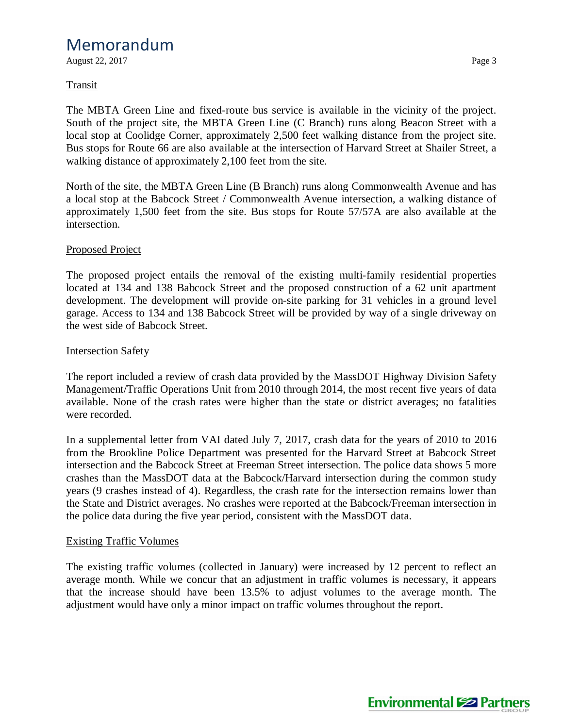### Transit

The MBTA Green Line and fixed-route bus service is available in the vicinity of the project. South of the project site, the MBTA Green Line (C Branch) runs along Beacon Street with a local stop at Coolidge Corner, approximately 2,500 feet walking distance from the project site. Bus stops for Route 66 are also available at the intersection of Harvard Street at Shailer Street, a walking distance of approximately 2,100 feet from the site.

North of the site, the MBTA Green Line (B Branch) runs along Commonwealth Avenue and has a local stop at the Babcock Street / Commonwealth Avenue intersection, a walking distance of approximately 1,500 feet from the site. Bus stops for Route 57/57A are also available at the intersection.

### Proposed Project

The proposed project entails the removal of the existing multi-family residential properties located at 134 and 138 Babcock Street and the proposed construction of a 62 unit apartment development. The development will provide on-site parking for 31 vehicles in a ground level garage. Access to 134 and 138 Babcock Street will be provided by way of a single driveway on the west side of Babcock Street.

### Intersection Safety

The report included a review of crash data provided by the MassDOT Highway Division Safety Management/Traffic Operations Unit from 2010 through 2014, the most recent five years of data available. None of the crash rates were higher than the state or district averages; no fatalities were recorded.

In a supplemental letter from VAI dated July 7, 2017, crash data for the years of 2010 to 2016 from the Brookline Police Department was presented for the Harvard Street at Babcock Street intersection and the Babcock Street at Freeman Street intersection. The police data shows 5 more crashes than the MassDOT data at the Babcock/Harvard intersection during the common study years (9 crashes instead of 4). Regardless, the crash rate for the intersection remains lower than the State and District averages. No crashes were reported at the Babcock/Freeman intersection in the police data during the five year period, consistent with the MassDOT data.

### Existing Traffic Volumes

The existing traffic volumes (collected in January) were increased by 12 percent to reflect an average month. While we concur that an adjustment in traffic volumes is necessary, it appears that the increase should have been 13.5% to adjust volumes to the average month. The adjustment would have only a minor impact on traffic volumes throughout the report.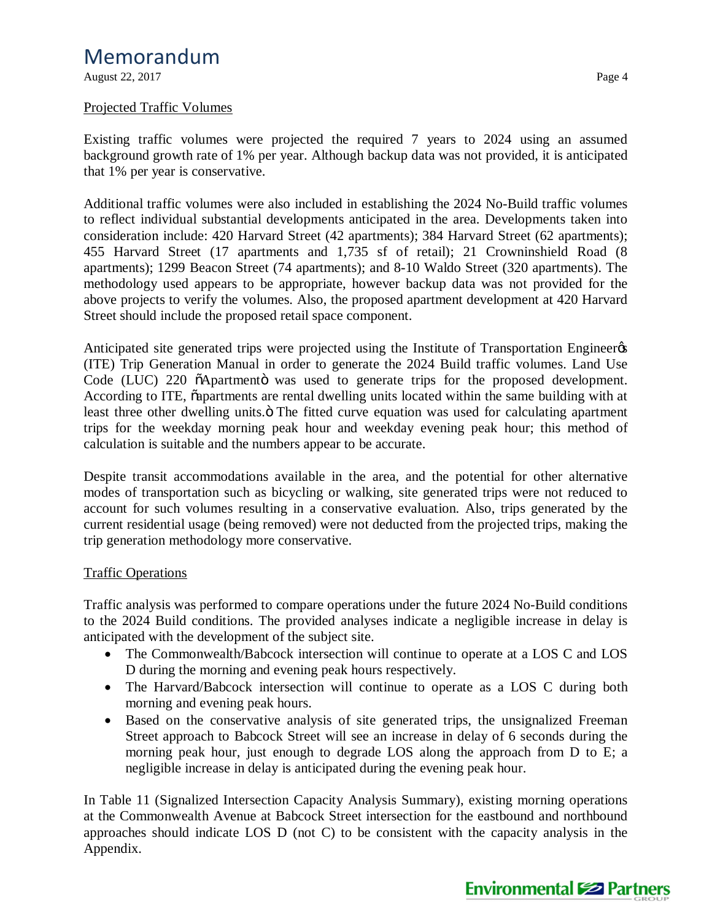## Projected Traffic Volumes

Existing traffic volumes were projected the required 7 years to 2024 using an assumed background growth rate of 1% per year. Although backup data was not provided, it is anticipated that 1% per year is conservative.

Additional traffic volumes were also included in establishing the 2024 No-Build traffic volumes to reflect individual substantial developments anticipated in the area. Developments taken into consideration include: 420 Harvard Street (42 apartments); 384 Harvard Street (62 apartments); 455 Harvard Street (17 apartments and 1,735 sf of retail); 21 Crowninshield Road (8 apartments); 1299 Beacon Street (74 apartments); and 8-10 Waldo Street (320 apartments). The methodology used appears to be appropriate, however backup data was not provided for the above projects to verify the volumes. Also, the proposed apartment development at 420 Harvard Street should include the proposed retail space component.

Anticipated site generated trips were projected using the Institute of Transportation Engineer's (ITE) Trip Generation Manual in order to generate the 2024 Build traffic volumes. Land Use Code (LUC) 220 "Apartment" was used to generate trips for the proposed development. According to ITE, "apartments are rental dwelling units located within the same building with at least three other dwelling units." The fitted curve equation was used for calculating apartment trips for the weekday morning peak hour and weekday evening peak hour; this method of calculation is suitable and the numbers appear to be accurate.

Despite transit accommodations available in the area, and the potential for other alternative modes of transportation such as bicycling or walking, site generated trips were not reduced to account for such volumes resulting in a conservative evaluation. Also, trips generated by the current residential usage (being removed) were not deducted from the projected trips, making the trip generation methodology more conservative.

## Traffic Operations

Traffic analysis was performed to compare operations under the future 2024 No-Build conditions to the 2024 Build conditions. The provided analyses indicate a negligible increase in delay is anticipated with the development of the subject site.

- The Commonwealth/Babcock intersection will continue to operate at a LOS C and LOS D during the morning and evening peak hours respectively.
- The Harvard/Babcock intersection will continue to operate as a LOS C during both morning and evening peak hours.
- Based on the conservative analysis of site generated trips, the unsignalized Freeman Street approach to Babcock Street will see an increase in delay of 6 seconds during the morning peak hour, just enough to degrade LOS along the approach from D to E; a negligible increase in delay is anticipated during the evening peak hour.

In Table 11 (Signalized Intersection Capacity Analysis Summary), existing morning operations at the Commonwealth Avenue at Babcock Street intersection for the eastbound and northbound approaches should indicate LOS D (not C) to be consistent with the capacity analysis in the Appendix.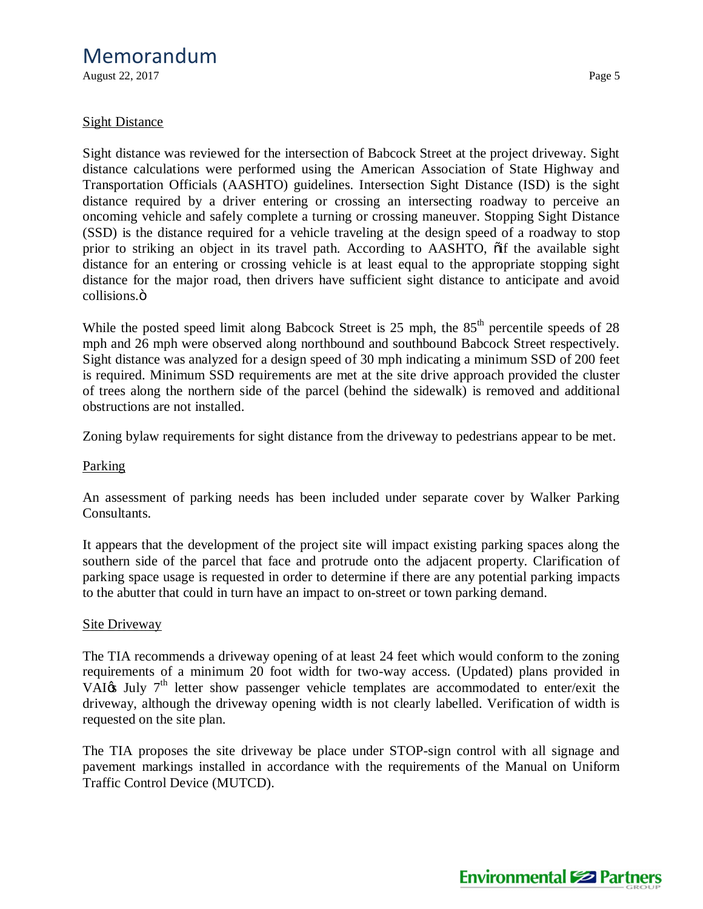## Sight Distance

Sight distance was reviewed for the intersection of Babcock Street at the project driveway. Sight distance calculations were performed using the American Association of State Highway and Transportation Officials (AASHTO) guidelines. Intersection Sight Distance (ISD) is the sight distance required by a driver entering or crossing an intersecting roadway to perceive an oncoming vehicle and safely complete a turning or crossing maneuver. Stopping Sight Distance (SSD) is the distance required for a vehicle traveling at the design speed of a roadway to stop prior to striking an object in its travel path. According to AASHTO, "if the available sight distance for an entering or crossing vehicle is at least equal to the appropriate stopping sight distance for the major road, then drivers have sufficient sight distance to anticipate and avoid collisions."

While the posted speed limit along Babcock Street is 25 mph, the $85^{th}$ percentile speeds of 28 mph and 26 mph were observed along northbound and southbound Babcock Street respectively. Sight distance was analyzed for a design speed of 30 mph indicating a minimum SSD of 200 feet is required. Minimum SSD requirements are met at the site drive approach provided the cluster of trees along the northern side of the parcel (behind the sidewalk) is removed and additional obstructions are not installed.

Zoning bylaw requirements for sight distance from the driveway to pedestrians appear to be met.

## Parking

An assessment of parking needs has been included under separate cover by Walker Parking Consultants.

It appears that the development of the project site will impact existing parking spaces along the southern side of the parcel that face and protrude onto the adjacent property. Clarification of parking space usage is requested in order to determine if there are any potential parking impacts to the abutter that could in turn have an impact to on-street or town parking demand.

## Site Driveway

The TIA recommends a driveway opening of at least 24 feet which would conform to the zoning requirements of a minimum 20 foot width for two-way access. (Updated) plans provided in VAI's July $7^{th}$ letter show passenger vehicle templates are accommodated to enter/exit the driveway, although the driveway opening width is not clearly labelled. Verification of width is requested on the site plan.

The TIA proposes the site driveway be place under STOP-sign control with all signage and pavement markings installed in accordance with the requirements of the Manual on Uniform Traffic Control Device (MUTCD).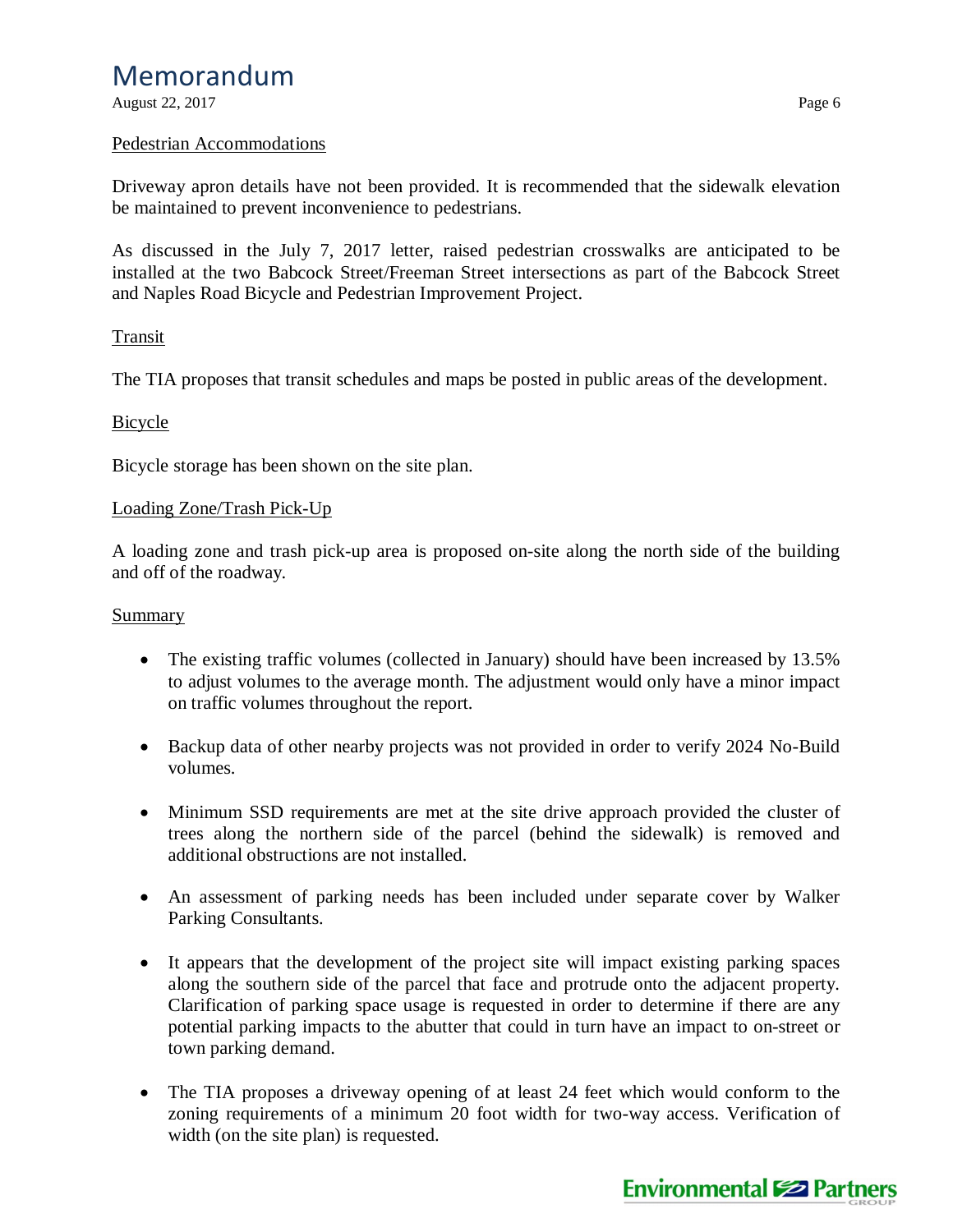Pedestrian Accommodations

Driveway apron details have not been provided. It is recommended that the sidewalk elevation be maintained to prevent inconvenience to pedestrians.

As discussed in the July 7, 2017 letter, raised pedestrian crosswalks are anticipated to be installed at the two Babcock Street/Freeman Street intersections as part of the Babcock Street and Naples Road Bicycle and Pedestrian Improvement Project.

Transit

The TIA proposes that transit schedules and maps be posted in public areas of the development.

Bicycle

Bicycle storage has been shown on the site plan.

Loading Zone/Trash Pick-Up

A loading zone and trash pick-up area is proposed on-site along the north side of the building and off of the roadway.

Summary

- The existing traffic volumes (collected in January) should have been increased by 13.5% to adjust volumes to the average month. The adjustment would only have a minor impact on traffic volumes throughout the report.

- Backup data of other nearby projects was not provided in order to verify 2024 No-Build volumes.

- Minimum SSD requirements are met at the site drive approach provided the cluster of trees along the northern side of the parcel (behind the sidewalk) is removed and additional obstructions are not installed.

- An assessment of parking needs has been included under separate cover by Walker Parking Consultants.

- It appears that the development of the project site will impact existing parking spaces along the southern side of the parcel that face and protrude onto the adjacent property. Clarification of parking space usage is requested in order to determine if there are any potential parking impacts to the abutter that could in turn have an impact to on-street or town parking demand.

- The TIA proposes a driveway opening of at least 24 feet which would conform to the zoning requirements of a minimum 20 foot width for two-way access. Verification of width (on the site plan) is requested.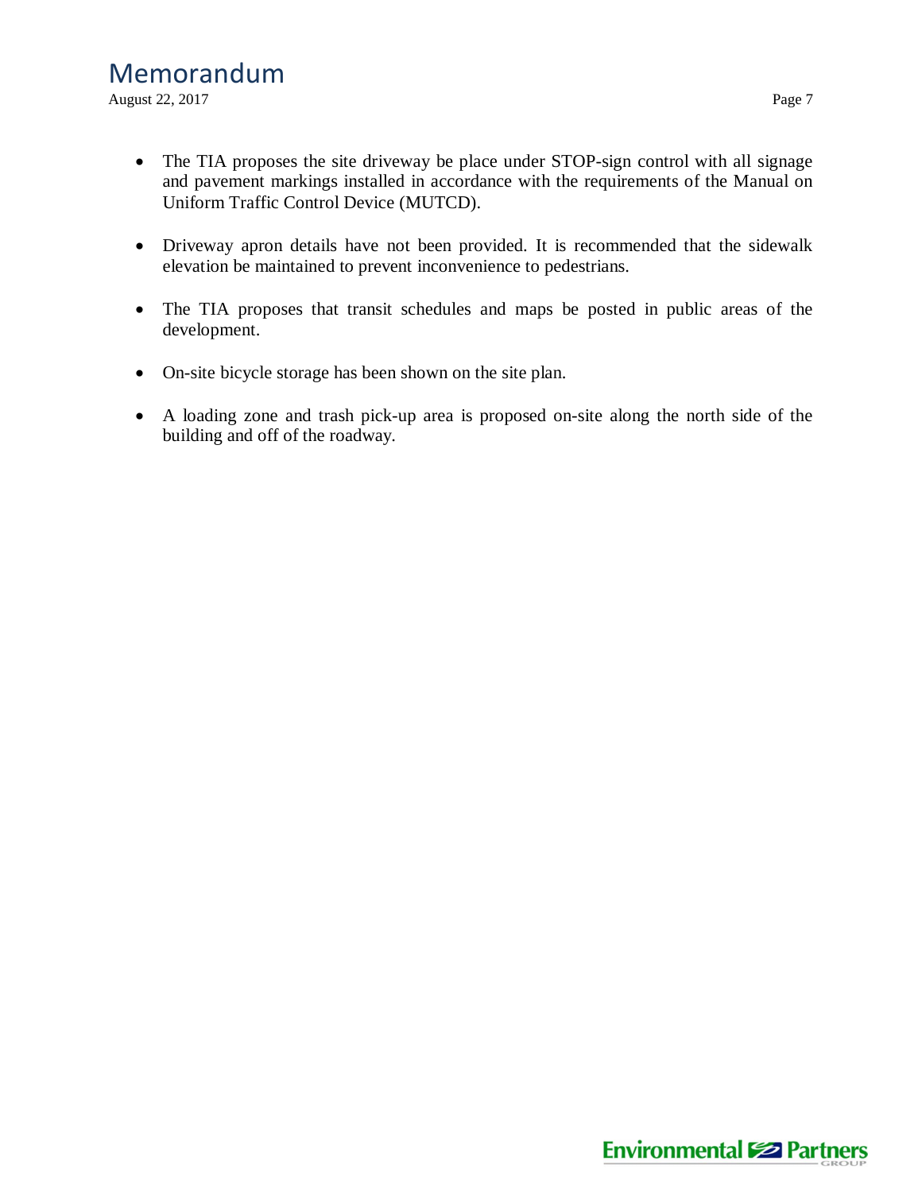- The TIA proposes the site driveway be place under STOP-sign control with all signage and pavement markings installed in accordance with the requirements of the Manual on Uniform Traffic Control Device (MUTCD).

- Driveway apron details have not been provided. It is recommended that the sidewalk elevation be maintained to prevent inconvenience to pedestrians.

- The TIA proposes that transit schedules and maps be posted in public areas of the development.

- On-site bicycle storage has been shown on the site plan.

- A loading zone and trash pick-up area is proposed on-site along the north side of the building and off of the roadway.